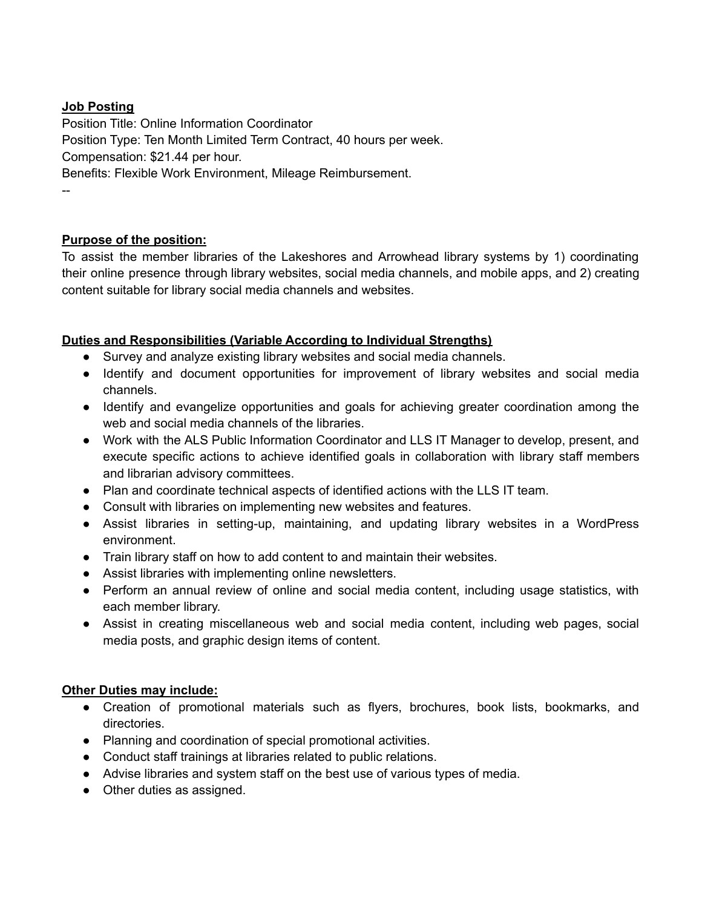**Job Posting**

Position Title: Online Information Coordinator
Position Type: Ten Month Limited Term Contract, 40 hours per week.
Compensation: $21.44 per hour.
Benefits: Flexible Work Environment, Mileage Reimbursement.
--

**Purpose of the position:**

To assist the member libraries of the Lakeshores and Arrowhead library systems by 1) coordinating their online presence through library websites, social media channels, and mobile apps, and 2) creating content suitable for library social media channels and websites.

**Duties and Responsibilities (Variable According to Individual Strengths)**

- Survey and analyze existing library websites and social media channels.
- Identify and document opportunities for improvement of library websites and social media channels.
- Identify and evangelize opportunities and goals for achieving greater coordination among the web and social media channels of the libraries.
- Work with the ALS Public Information Coordinator and LLS IT Manager to develop, present, and execute specific actions to achieve identified goals in collaboration with library staff members and librarian advisory committees.
- Plan and coordinate technical aspects of identified actions with the LLS IT team.
- Consult with libraries on implementing new websites and features.
- Assist libraries in setting-up, maintaining, and updating library websites in a WordPress environment.
- Train library staff on how to add content to and maintain their websites.
- Assist libraries with implementing online newsletters.
- Perform an annual review of online and social media content, including usage statistics, with each member library.
- Assist in creating miscellaneous web and social media content, including web pages, social media posts, and graphic design items of content.

**Other Duties may include:**

- Creation of promotional materials such as flyers, brochures, book lists, bookmarks, and directories.
- Planning and coordination of special promotional activities.
- Conduct staff trainings at libraries related to public relations.
- Advise libraries and system staff on the best use of various types of media.
- Other duties as assigned.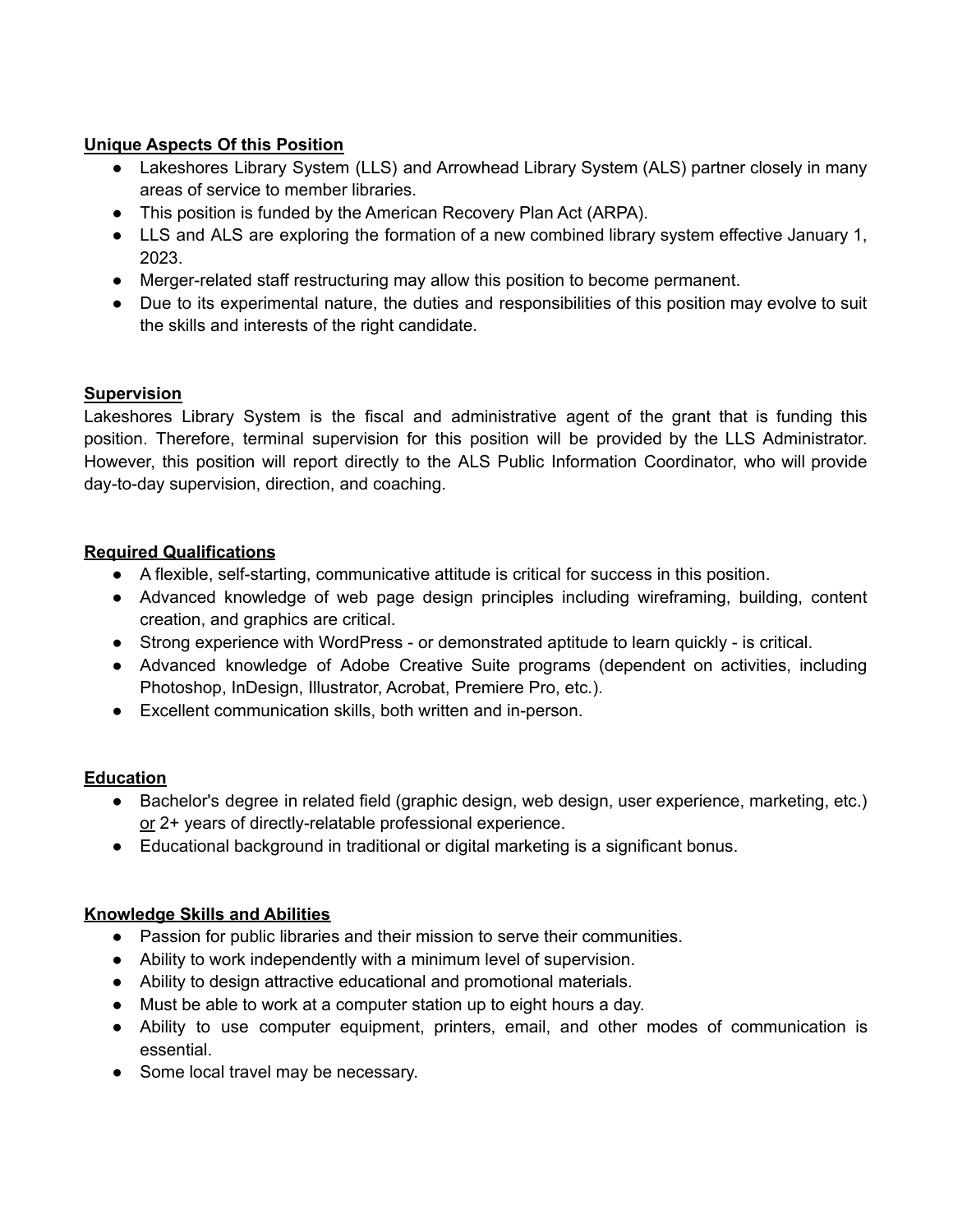## Unique Aspects Of this Position

- Lakeshores Library System (LLS) and Arrowhead Library System (ALS) partner closely in many areas of service to member libraries.
- This position is funded by the American Recovery Plan Act (ARPA).
- LLS and ALS are exploring the formation of a new combined library system effective January 1, 2023.
- Merger-related staff restructuring may allow this position to become permanent.
- Due to its experimental nature, the duties and responsibilities of this position may evolve to suit the skills and interests of the right candidate.

## Supervision

Lakeshores Library System is the fiscal and administrative agent of the grant that is funding this position. Therefore, terminal supervision for this position will be provided by the LLS Administrator. However, this position will report directly to the ALS Public Information Coordinator, who will provide day-to-day supervision, direction, and coaching.

## Required Qualifications

- A flexible, self-starting, communicative attitude is critical for success in this position.
- Advanced knowledge of web page design principles including wireframing, building, content creation, and graphics are critical.
- Strong experience with WordPress - or demonstrated aptitude to learn quickly - is critical.
- Advanced knowledge of Adobe Creative Suite programs (dependent on activities, including Photoshop, InDesign, Illustrator, Acrobat, Premiere Pro, etc.).
- Excellent communication skills, both written and in-person.

## Education

- Bachelor's degree in related field (graphic design, web design, user experience, marketing, etc.) or 2+ years of directly-relatable professional experience.
- Educational background in traditional or digital marketing is a significant bonus.

## Knowledge Skills and Abilities

- Passion for public libraries and their mission to serve their communities.
- Ability to work independently with a minimum level of supervision.
- Ability to design attractive educational and promotional materials.
- Must be able to work at a computer station up to eight hours a day.
- Ability to use computer equipment, printers, email, and other modes of communication is essential.
- Some local travel may be necessary.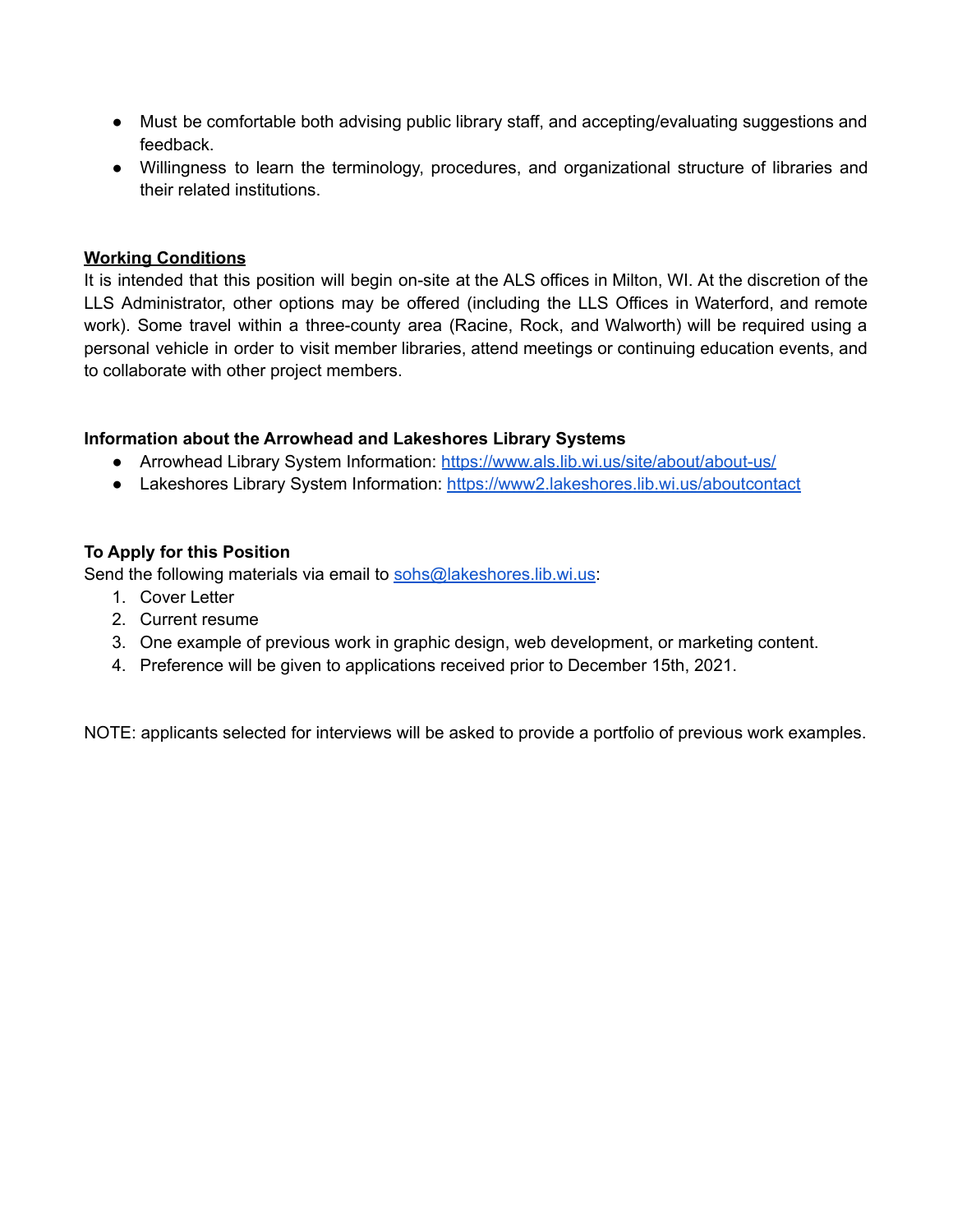- Must be comfortable both advising public library staff, and accepting/evaluating suggestions and feedback.
- Willingness to learn the terminology, procedures, and organizational structure of libraries and their related institutions.

**Working Conditions**

It is intended that this position will begin on-site at the ALS offices in Milton, WI. At the discretion of the LLS Administrator, other options may be offered (including the LLS Offices in Waterford, and remote work). Some travel within a three-county area (Racine, Rock, and Walworth) will be required using a personal vehicle in order to visit member libraries, attend meetings or continuing education events, and to collaborate with other project members.

**Information about the Arrowhead and Lakeshores Library Systems**

- Arrowhead Library System Information: https://www.als.lib.wi.us/site/about/about-us/
- Lakeshores Library System Information: https://www2.lakeshores.lib.wi.us/aboutcontact

**To Apply for this Position**

Send the following materials via email to sohs@lakeshores.lib.wi.us:

1. Cover Letter
2. Current resume
3. One example of previous work in graphic design, web development, or marketing content.
4. Preference will be given to applications received prior to December 15th, 2021.

NOTE: applicants selected for interviews will be asked to provide a portfolio of previous work examples.